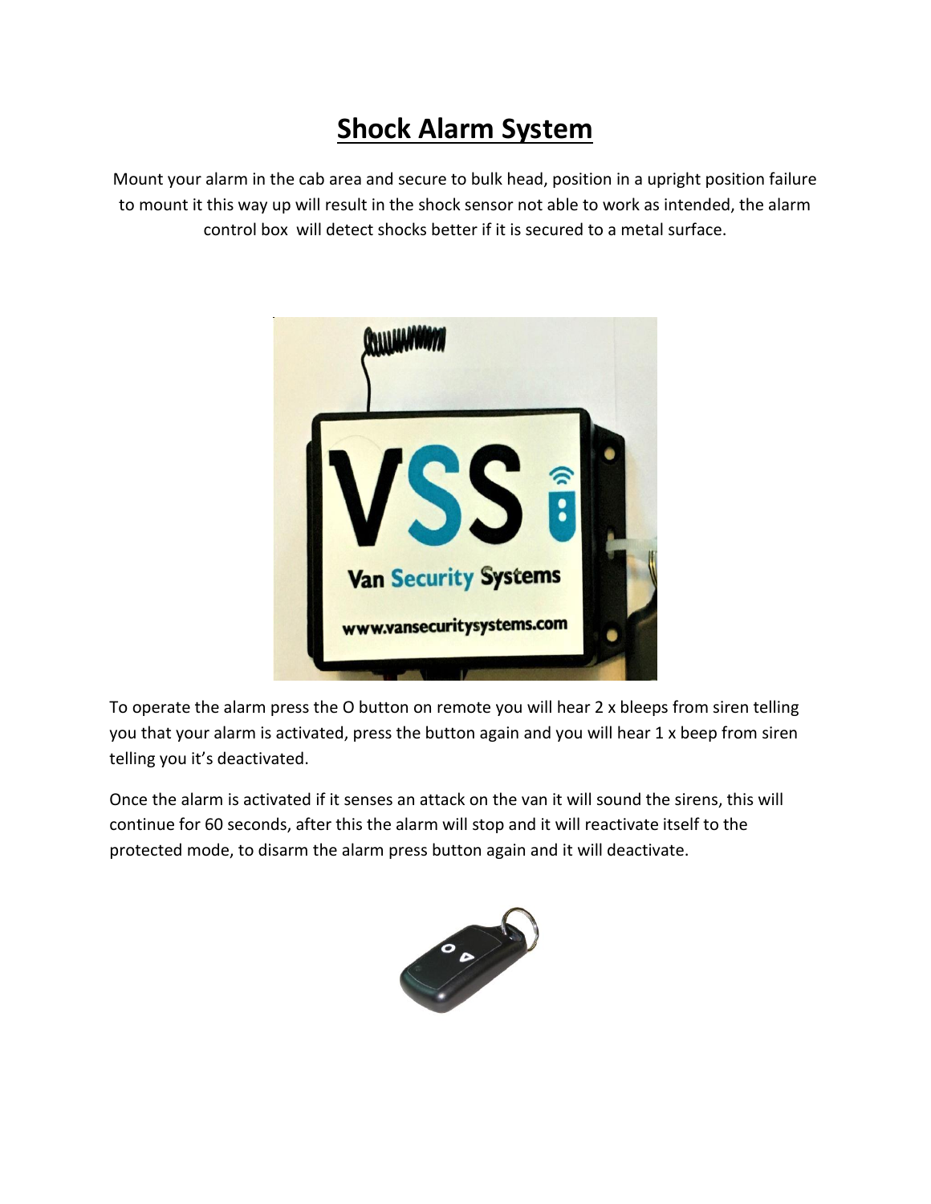# Shock Alarm System

Mount your alarm in the cab area and secure to bulk head, position in a upright position failure to mount it this way up will result in the shock sensor not able to work as intended, the alarm control box will detect shocks better if it is secured to a metal surface.

To operate the alarm press the O button on remote you will hear 2 x bleeps from siren telling you that your alarm is activated, press the button again and you will hear 1 x beep from siren telling you it's deactivated.

Once the alarm is activated if it senses an attack on the van it will sound the sirens, this will continue for 60 seconds, after this the alarm will stop and it will reactivate itself to the protected mode, to disarm the alarm press button again and it will deactivate.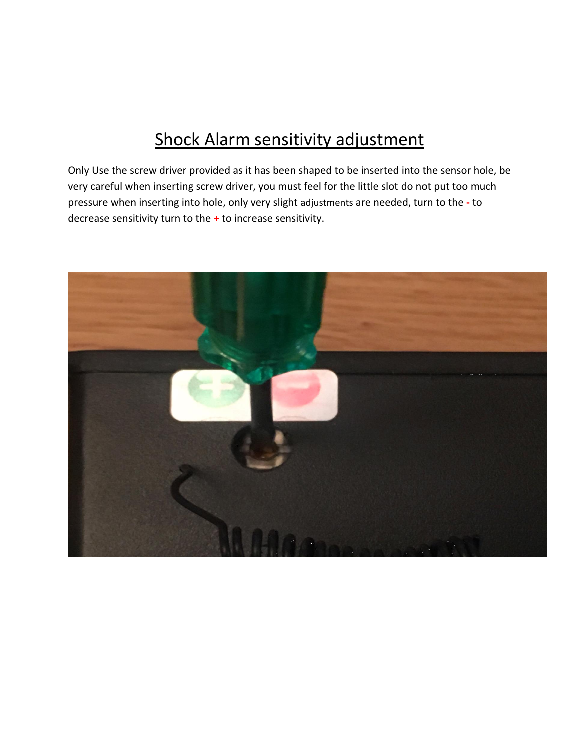# Shock Alarm sensitivity adjustment

Only Use the screw driver provided as it has been shaped to be inserted into the sensor hole, be very careful when inserting screw driver, you must feel for the little slot do not put too much pressure when inserting into hole, only very slight adjustments are needed, turn to the **-** to decrease sensitivity turn to the **+** to increase sensitivity.